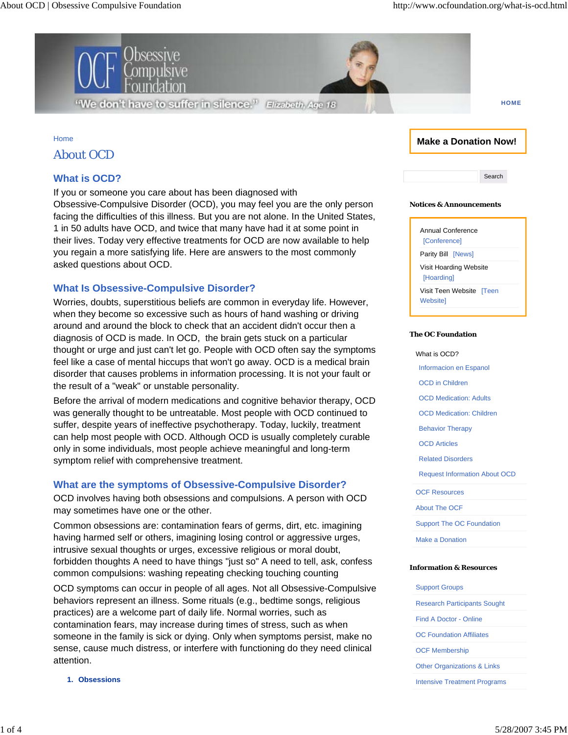Obsessive Compulsive Foundation

"We don't have to suffer in silence." Elizabeth, Age 18

HOME

Home

# About OCD

## What is OCD?

If you or someone you care about has been diagnosed with Obsessive-Compulsive Disorder (OCD), you may feel you are the only person facing the difficulties of this illness. But you are not alone. In the United States, 1 in 50 adults have OCD, and twice that many have had it at some point in their lives. Today very effective treatments for OCD are now available to help you regain a more satisfying life. Here are answers to the most commonly asked questions about OCD.

## What Is Obsessive-Compulsive Disorder?

Worries, doubts, superstitious beliefs are common in everyday life. However, when they become so excessive such as hours of hand washing or driving around and around the block to check that an accident didn't occur then a diagnosis of OCD is made. In OCD, the brain gets stuck on a particular thought or urge and just can't let go. People with OCD often say the symptoms feel like a case of mental hiccups that won't go away. OCD is a medical brain disorder that causes problems in information processing. It is not your fault or the result of a "weak" or unstable personality.

Before the arrival of modern medications and cognitive behavior therapy, OCD was generally thought to be untreatable. Most people with OCD continued to suffer, despite years of ineffective psychotherapy. Today, luckily, treatment can help most people with OCD. Although OCD is usually completely curable only in some individuals, most people achieve meaningful and long-term symptom relief with comprehensive treatment.

## What are the symptoms of Obsessive-Compulsive Disorder?

OCD involves having both obsessions and compulsions. A person with OCD may sometimes have one or the other.

Common obsessions are: contamination fears of germs, dirt, etc. imagining having harmed self or others, imagining losing control or aggressive urges, intrusive sexual thoughts or urges, excessive religious or moral doubt, forbidden thoughts A need to have things "just so" A need to tell, ask, confess common compulsions: washing repeating checking touching counting

OCD symptoms can occur in people of all ages. Not all Obsessive-Compulsive behaviors represent an illness. Some rituals (e.g., bedtime songs, religious practices) are a welcome part of daily life. Normal worries, such as contamination fears, may increase during times of stress, such as when someone in the family is sick or dying. Only when symptoms persist, make no sense, cause much distress, or interfere with functioning do they need clinical attention.

1. **Obsessions**

---

**Make a Donation Now!**

Search

### Notices & Announcements

- Annual Conference [Conference]
- Parity Bill [News]
- Visit Hoarding Website [Hoarding]
- Visit Teen Website [Teen Website]

### The OC Foundation

- What is OCD?
  - Informacion en Espanol
  - OCD in Children
  - OCD Medication: Adults
  - OCD Medication: Children
  - Behavior Therapy
  - OCD Articles
  - Related Disorders
  - Request Information About OCD
- OCF Resources
- About The OCF
- Support The OC Foundation
- Make a Donation

### Information & Resources

- Support Groups
- Research Participants Sought
- Find A Doctor - Online
- OC Foundation Affiliates
- OCF Membership
- Other Organizations & Links
- Intensive Treatment Programs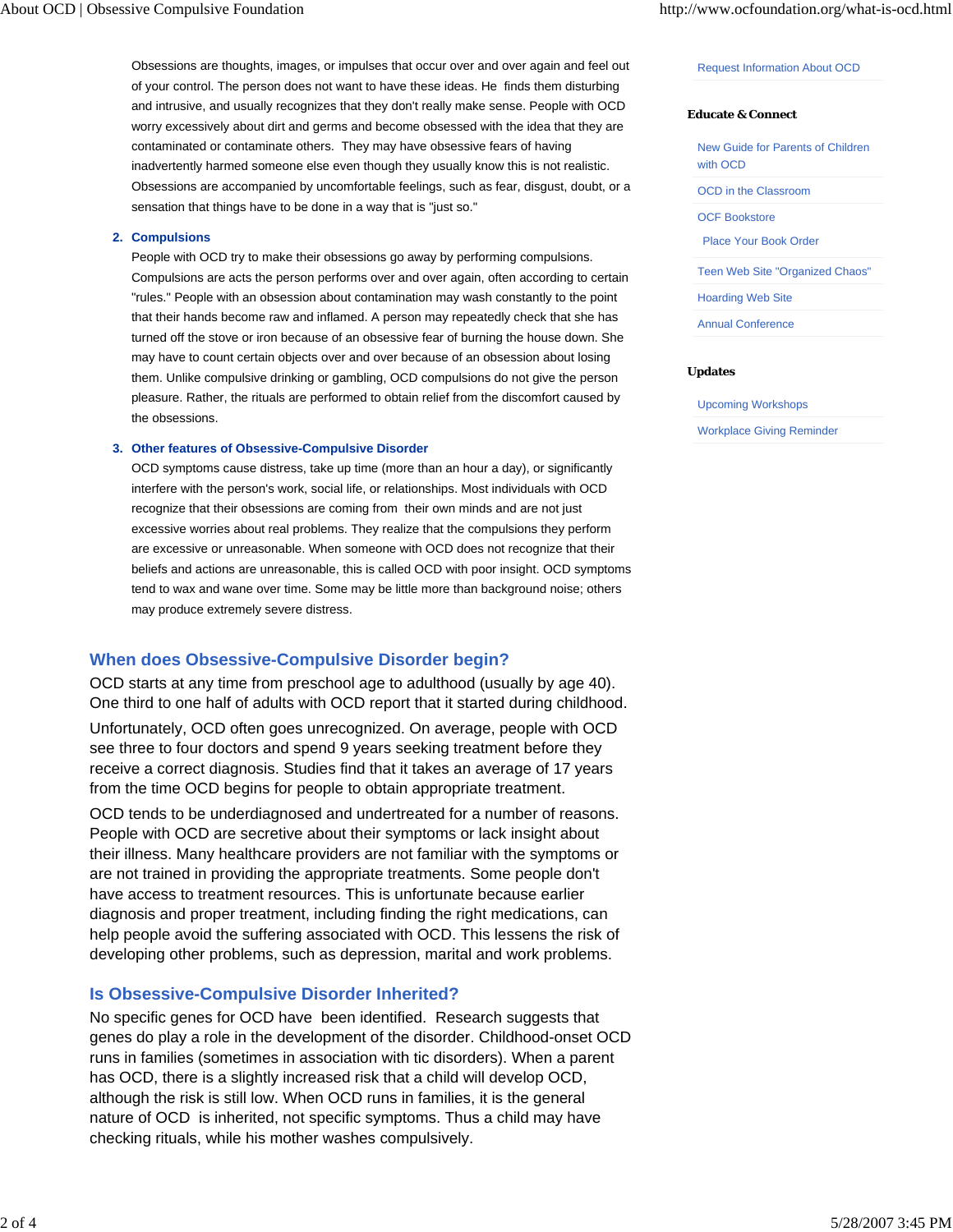Obsessions are thoughts, images, or impulses that occur over and over again and feel out of your control. The person does not want to have these ideas. He finds them disturbing and intrusive, and usually recognizes that they don't really make sense. People with OCD worry excessively about dirt and germs and become obsessed with the idea that they are contaminated or contaminate others. They may have obsessive fears of having inadvertently harmed someone else even though they usually know this is not realistic. Obsessions are accompanied by uncomfortable feelings, such as fear, disgust, doubt, or a sensation that things have to be done in a way that is "just so."

2. **Compulsions**

   People with OCD try to make their obsessions go away by performing compulsions. Compulsions are acts the person performs over and over again, often according to certain "rules." People with an obsession about contamination may wash constantly to the point that their hands become raw and inflamed. A person may repeatedly check that she has turned off the stove or iron because of an obsessive fear of burning the house down. She may have to count certain objects over and over because of an obsession about losing them. Unlike compulsive drinking or gambling, OCD compulsions do not give the person pleasure. Rather, the rituals are performed to obtain relief from the discomfort caused by the obsessions.

3. **Other features of Obsessive-Compulsive Disorder**

   OCD symptoms cause distress, take up time (more than an hour a day), or significantly interfere with the person's work, social life, or relationships. Most individuals with OCD recognize that their obsessions are coming from their own minds and are not just excessive worries about real problems. They realize that the compulsions they perform are excessive or unreasonable. When someone with OCD does not recognize that their beliefs and actions are unreasonable, this is called OCD with poor insight. OCD symptoms tend to wax and wane over time. Some may be little more than background noise; others may produce extremely severe distress.

Request Information About OCD

**Educate & Connect**

- New Guide for Parents of Children with OCD
- OCD in the Classroom
- OCF Bookstore
  - Place Your Book Order
- Teen Web Site "Organized Chaos"
- Hoarding Web Site
- Annual Conference

**Updates**

- Upcoming Workshops
- Workplace Giving Reminder

## When does Obsessive-Compulsive Disorder begin?

OCD starts at any time from preschool age to adulthood (usually by age 40). One third to one half of adults with OCD report that it started during childhood.

Unfortunately, OCD often goes unrecognized. On average, people with OCD see three to four doctors and spend 9 years seeking treatment before they receive a correct diagnosis. Studies find that it takes an average of 17 years from the time OCD begins for people to obtain appropriate treatment.

OCD tends to be underdiagnosed and undertreated for a number of reasons. People with OCD are secretive about their symptoms or lack insight about their illness. Many healthcare providers are not familiar with the symptoms or are not trained in providing the appropriate treatments. Some people don't have access to treatment resources. This is unfortunate because earlier diagnosis and proper treatment, including finding the right medications, can help people avoid the suffering associated with OCD. This lessens the risk of developing other problems, such as depression, marital and work problems.

## Is Obsessive-Compulsive Disorder Inherited?

No specific genes for OCD have been identified. Research suggests that genes do play a role in the development of the disorder. Childhood-onset OCD runs in families (sometimes in association with tic disorders). When a parent has OCD, there is a slightly increased risk that a child will develop OCD, although the risk is still low. When OCD runs in families, it is the general nature of OCD is inherited, not specific symptoms. Thus a child may have checking rituals, while his mother washes compulsively.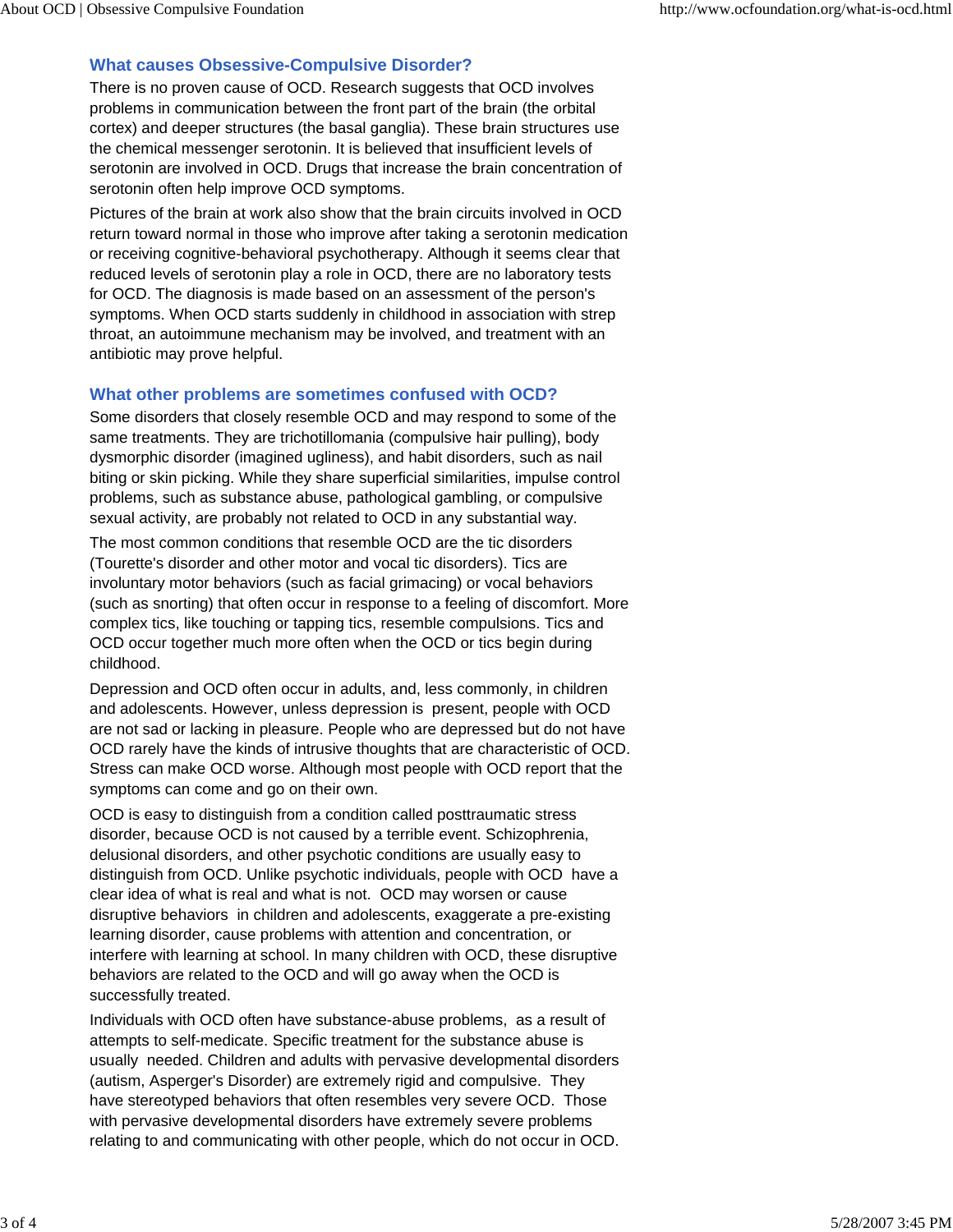## What causes Obsessive-Compulsive Disorder?

There is no proven cause of OCD. Research suggests that OCD involves problems in communication between the front part of the brain (the orbital cortex) and deeper structures (the basal ganglia). These brain structures use the chemical messenger serotonin. It is believed that insufficient levels of serotonin are involved in OCD. Drugs that increase the brain concentration of serotonin often help improve OCD symptoms.

Pictures of the brain at work also show that the brain circuits involved in OCD return toward normal in those who improve after taking a serotonin medication or receiving cognitive-behavioral psychotherapy. Although it seems clear that reduced levels of serotonin play a role in OCD, there are no laboratory tests for OCD. The diagnosis is made based on an assessment of the person's symptoms. When OCD starts suddenly in childhood in association with strep throat, an autoimmune mechanism may be involved, and treatment with an antibiotic may prove helpful.

## What other problems are sometimes confused with OCD?

Some disorders that closely resemble OCD and may respond to some of the same treatments. They are trichotillomania (compulsive hair pulling), body dysmorphic disorder (imagined ugliness), and habit disorders, such as nail biting or skin picking. While they share superficial similarities, impulse control problems, such as substance abuse, pathological gambling, or compulsive sexual activity, are probably not related to OCD in any substantial way.

The most common conditions that resemble OCD are the tic disorders (Tourette's disorder and other motor and vocal tic disorders). Tics are involuntary motor behaviors (such as facial grimacing) or vocal behaviors (such as snorting) that often occur in response to a feeling of discomfort. More complex tics, like touching or tapping tics, resemble compulsions. Tics and OCD occur together much more often when the OCD or tics begin during childhood.

Depression and OCD often occur in adults, and, less commonly, in children and adolescents. However, unless depression is present, people with OCD are not sad or lacking in pleasure. People who are depressed but do not have OCD rarely have the kinds of intrusive thoughts that are characteristic of OCD. Stress can make OCD worse. Although most people with OCD report that the symptoms can come and go on their own.

OCD is easy to distinguish from a condition called posttraumatic stress disorder, because OCD is not caused by a terrible event. Schizophrenia, delusional disorders, and other psychotic conditions are usually easy to distinguish from OCD. Unlike psychotic individuals, people with OCD have a clear idea of what is real and what is not. OCD may worsen or cause disruptive behaviors in children and adolescents, exaggerate a pre-existing learning disorder, cause problems with attention and concentration, or interfere with learning at school. In many children with OCD, these disruptive behaviors are related to the OCD and will go away when the OCD is successfully treated.

Individuals with OCD often have substance-abuse problems, as a result of attempts to self-medicate. Specific treatment for the substance abuse is usually needed. Children and adults with pervasive developmental disorders (autism, Asperger's Disorder) are extremely rigid and compulsive. They have stereotyped behaviors that often resembles very severe OCD. Those with pervasive developmental disorders have extremely severe problems relating to and communicating with other people, which do not occur in OCD.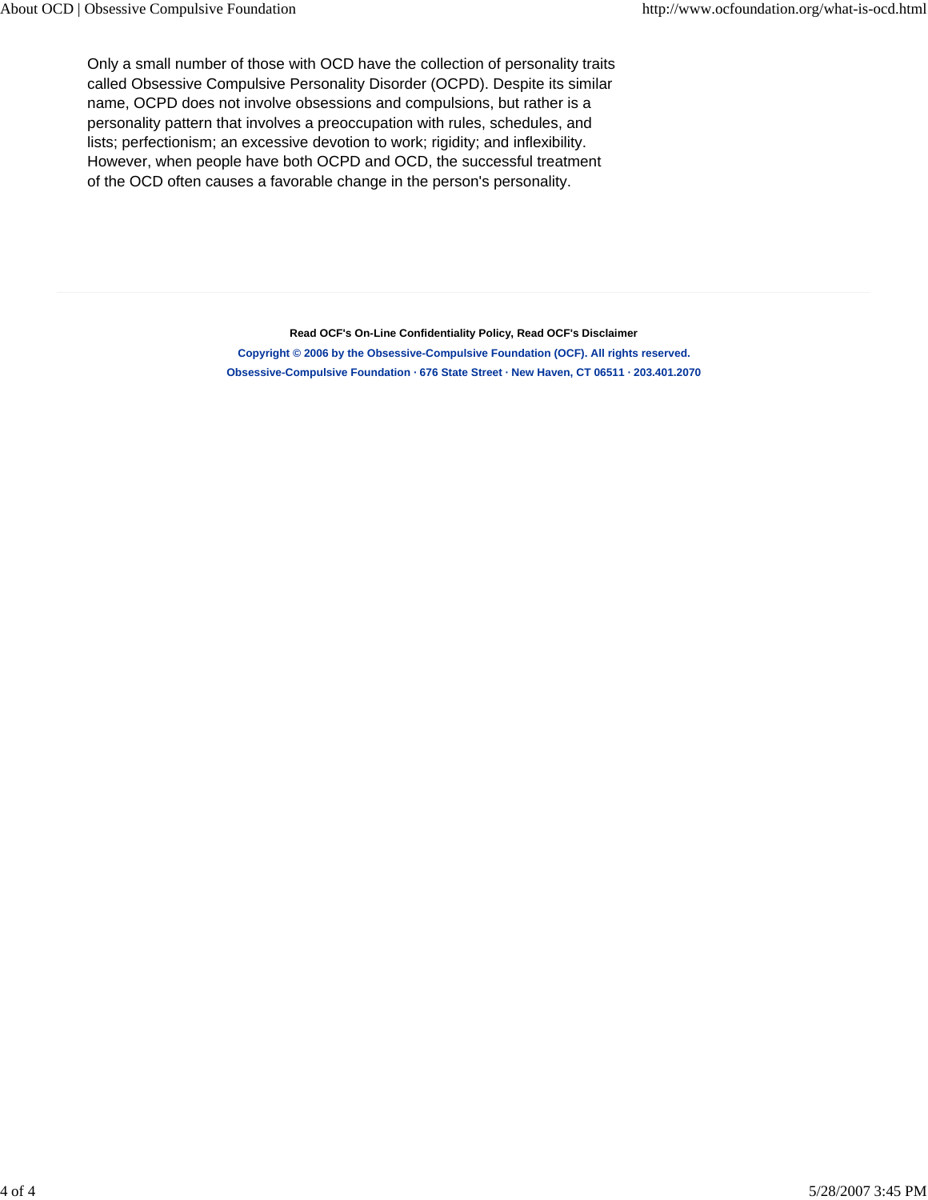Only a small number of those with OCD have the collection of personality traits called Obsessive Compulsive Personality Disorder (OCPD). Despite its similar name, OCPD does not involve obsessions and compulsions, but rather is a personality pattern that involves a preoccupation with rules, schedules, and lists; perfectionism; an excessive devotion to work; rigidity; and inflexibility. However, when people have both OCPD and OCD, the successful treatment of the OCD often causes a favorable change in the person's personality.

---

**Read OCF's On-Line Confidentiality Policy, Read OCF's Disclaimer**

**Copyright © 2006 by the Obsessive-Compulsive Foundation (OCF). All rights reserved.**

**Obsessive-Compulsive Foundation · 676 State Street · New Haven, CT 06511 · 203.401.2070**